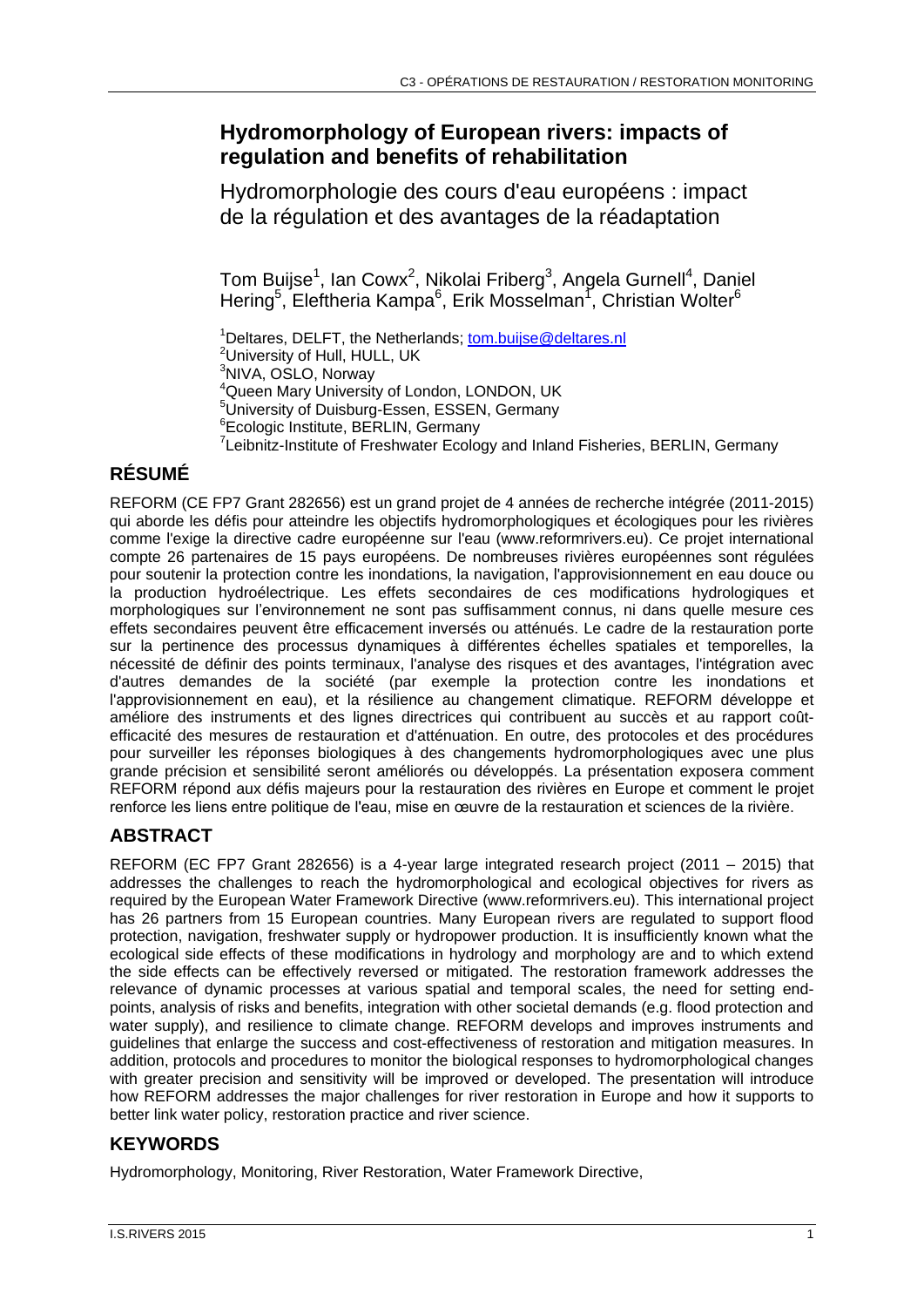# Hydromorphology of European rivers: impacts of regulation and benefits of rehabilitation

## Hydromorphologie des cours d'eau européens : impact de la régulation et des avantages de la réadaptation

Tom Buijse[1], Ian Cowx[2], Nikolai Friberg[3], Angela Gurnell[4], Daniel Hering[5], Eleftheria Kampa[6], Erik Mosselman[1], Christian Wolter[6]

[1]Deltares, DELFT, the Netherlands; tom.buijse@deltares.nl
[2]University of Hull, HULL, UK
[3]NIVA, OSLO, Norway
[4]Queen Mary University of London, LONDON, UK
[5]University of Duisburg-Essen, ESSEN, Germany
[6]Ecologic Institute, BERLIN, Germany
[7]Leibnitz-Institute of Freshwater Ecology and Inland Fisheries, BERLIN, Germany

## RÉSUMÉ

REFORM (CE FP7 Grant 282656) est un grand projet de 4 années de recherche intégrée (2011-2015) qui aborde les défis pour atteindre les objectifs hydromorphologiques et écologiques pour les rivières comme l'exige la directive cadre européenne sur l'eau (www.reformrivers.eu). Ce projet international compte 26 partenaires de 15 pays européens. De nombreuses rivières européennes sont régulées pour soutenir la protection contre les inondations, la navigation, l'approvisionnement en eau douce ou la production hydroélectrique. Les effets secondaires de ces modifications hydrologiques et morphologiques sur l'environnement ne sont pas suffisamment connus, ni dans quelle mesure ces effets secondaires peuvent être efficacement inversés ou atténués. Le cadre de la restauration porte sur la pertinence des processus dynamiques à différentes échelles spatiales et temporelles, la nécessité de définir des points terminaux, l'analyse des risques et des avantages, l'intégration avec d'autres demandes de la société (par exemple la protection contre les inondations et l'approvisionnement en eau), et la résilience au changement climatique. REFORM développe et améliore des instruments et des lignes directrices qui contribuent au succès et au rapport coût-efficacité des mesures de restauration et d'atténuation. En outre, des protocoles et des procédures pour surveiller les réponses biologiques à des changements hydromorphologiques avec une plus grande précision et sensibilité seront améliorés ou développés. La présentation exposera comment REFORM répond aux défis majeurs pour la restauration des rivières en Europe et comment le projet renforce les liens entre politique de l'eau, mise en œuvre de la restauration et sciences de la rivière.

## ABSTRACT

REFORM (EC FP7 Grant 282656) is a 4-year large integrated research project (2011 – 2015) that addresses the challenges to reach the hydromorphological and ecological objectives for rivers as required by the European Water Framework Directive (www.reformrivers.eu). This international project has 26 partners from 15 European countries. Many European rivers are regulated to support flood protection, navigation, freshwater supply or hydropower production. It is insufficiently known what the ecological side effects of these modifications in hydrology and morphology are and to which extend the side effects can be effectively reversed or mitigated. The restoration framework addresses the relevance of dynamic processes at various spatial and temporal scales, the need for setting end-points, analysis of risks and benefits, integration with other societal demands (e.g. flood protection and water supply), and resilience to climate change. REFORM develops and improves instruments and guidelines that enlarge the success and cost-effectiveness of restoration and mitigation measures. In addition, protocols and procedures to monitor the biological responses to hydromorphological changes with greater precision and sensitivity will be improved or developed. The presentation will introduce how REFORM addresses the major challenges for river restoration in Europe and how it supports to better link water policy, restoration practice and river science.

## KEYWORDS

Hydromorphology, Monitoring, River Restoration, Water Framework Directive,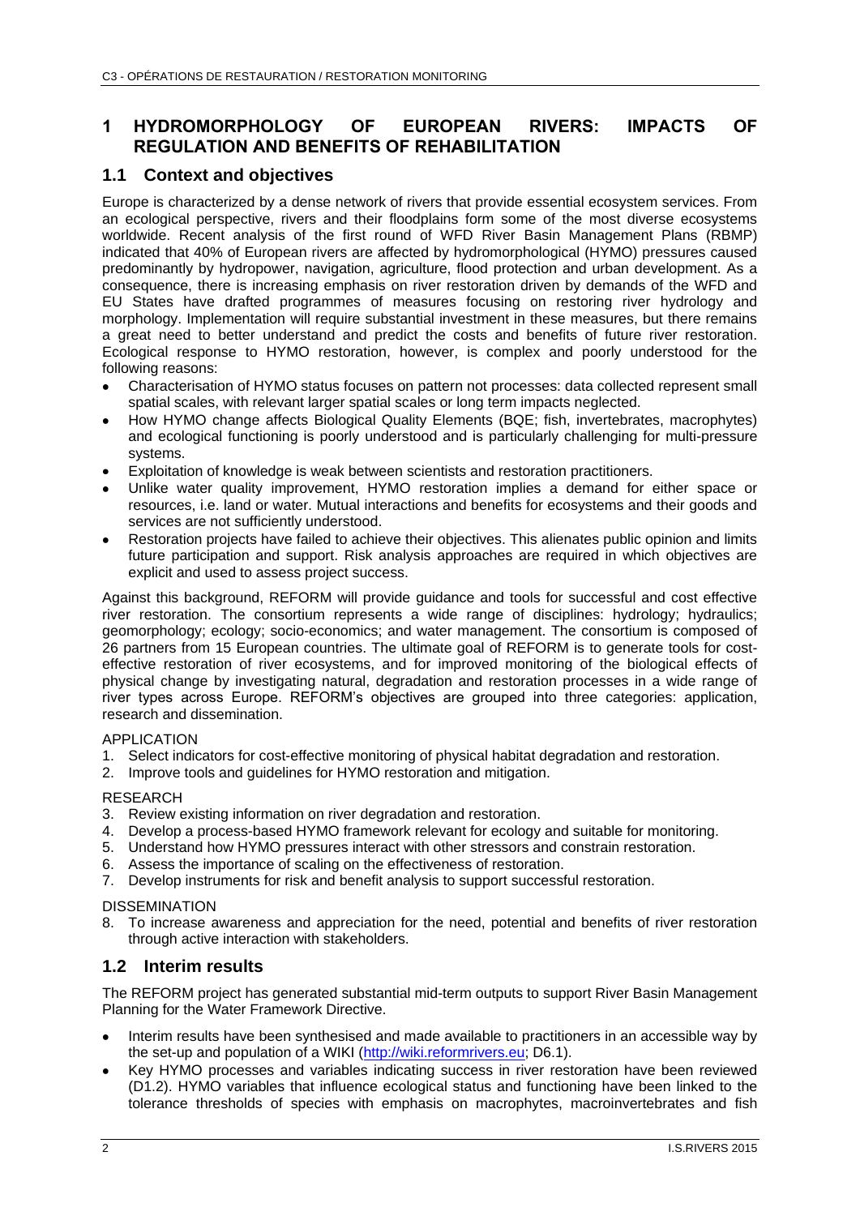# 1 HYDROMORPHOLOGY OF EUROPEAN RIVERS: IMPACTS OF REGULATION AND BENEFITS OF REHABILITATION

## 1.1 Context and objectives

Europe is characterized by a dense network of rivers that provide essential ecosystem services. From an ecological perspective, rivers and their floodplains form some of the most diverse ecosystems worldwide. Recent analysis of the first round of WFD River Basin Management Plans (RBMP) indicated that 40% of European rivers are affected by hydromorphological (HYMO) pressures caused predominantly by hydropower, navigation, agriculture, flood protection and urban development. As a consequence, there is increasing emphasis on river restoration driven by demands of the WFD and EU States have drafted programmes of measures focusing on restoring river hydrology and morphology. Implementation will require substantial investment in these measures, but there remains a great need to better understand and predict the costs and benefits of future river restoration. Ecological response to HYMO restoration, however, is complex and poorly understood for the following reasons:

- Characterisation of HYMO status focuses on pattern not processes: data collected represent small spatial scales, with relevant larger spatial scales or long term impacts neglected.
- How HYMO change affects Biological Quality Elements (BQE; fish, invertebrates, macrophytes) and ecological functioning is poorly understood and is particularly challenging for multi-pressure systems.
- Exploitation of knowledge is weak between scientists and restoration practitioners.
- Unlike water quality improvement, HYMO restoration implies a demand for either space or resources, i.e. land or water. Mutual interactions and benefits for ecosystems and their goods and services are not sufficiently understood.
- Restoration projects have failed to achieve their objectives. This alienates public opinion and limits future participation and support. Risk analysis approaches are required in which objectives are explicit and used to assess project success.

Against this background, REFORM will provide guidance and tools for successful and cost effective river restoration. The consortium represents a wide range of disciplines: hydrology; hydraulics; geomorphology; ecology; socio-economics; and water management. The consortium is composed of 26 partners from 15 European countries. The ultimate goal of REFORM is to generate tools for cost-effective restoration of river ecosystems, and for improved monitoring of the biological effects of physical change by investigating natural, degradation and restoration processes in a wide range of river types across Europe. REFORM's objectives are grouped into three categories: application, research and dissemination.

APPLICATION

1. Select indicators for cost-effective monitoring of physical habitat degradation and restoration.
2. Improve tools and guidelines for HYMO restoration and mitigation.

RESEARCH

3. Review existing information on river degradation and restoration.
4. Develop a process-based HYMO framework relevant for ecology and suitable for monitoring.
5. Understand how HYMO pressures interact with other stressors and constrain restoration.
6. Assess the importance of scaling on the effectiveness of restoration.
7. Develop instruments for risk and benefit analysis to support successful restoration.

DISSEMINATION

8. To increase awareness and appreciation for the need, potential and benefits of river restoration through active interaction with stakeholders.

## 1.2 Interim results

The REFORM project has generated substantial mid-term outputs to support River Basin Management Planning for the Water Framework Directive.

- Interim results have been synthesised and made available to practitioners in an accessible way by the set-up and population of a WIKI (http://wiki.reformrivers.eu; D6.1).
- Key HYMO processes and variables indicating success in river restoration have been reviewed (D1.2). HYMO variables that influence ecological status and functioning have been linked to the tolerance thresholds of species with emphasis on macrophytes, macroinvertebrates and fish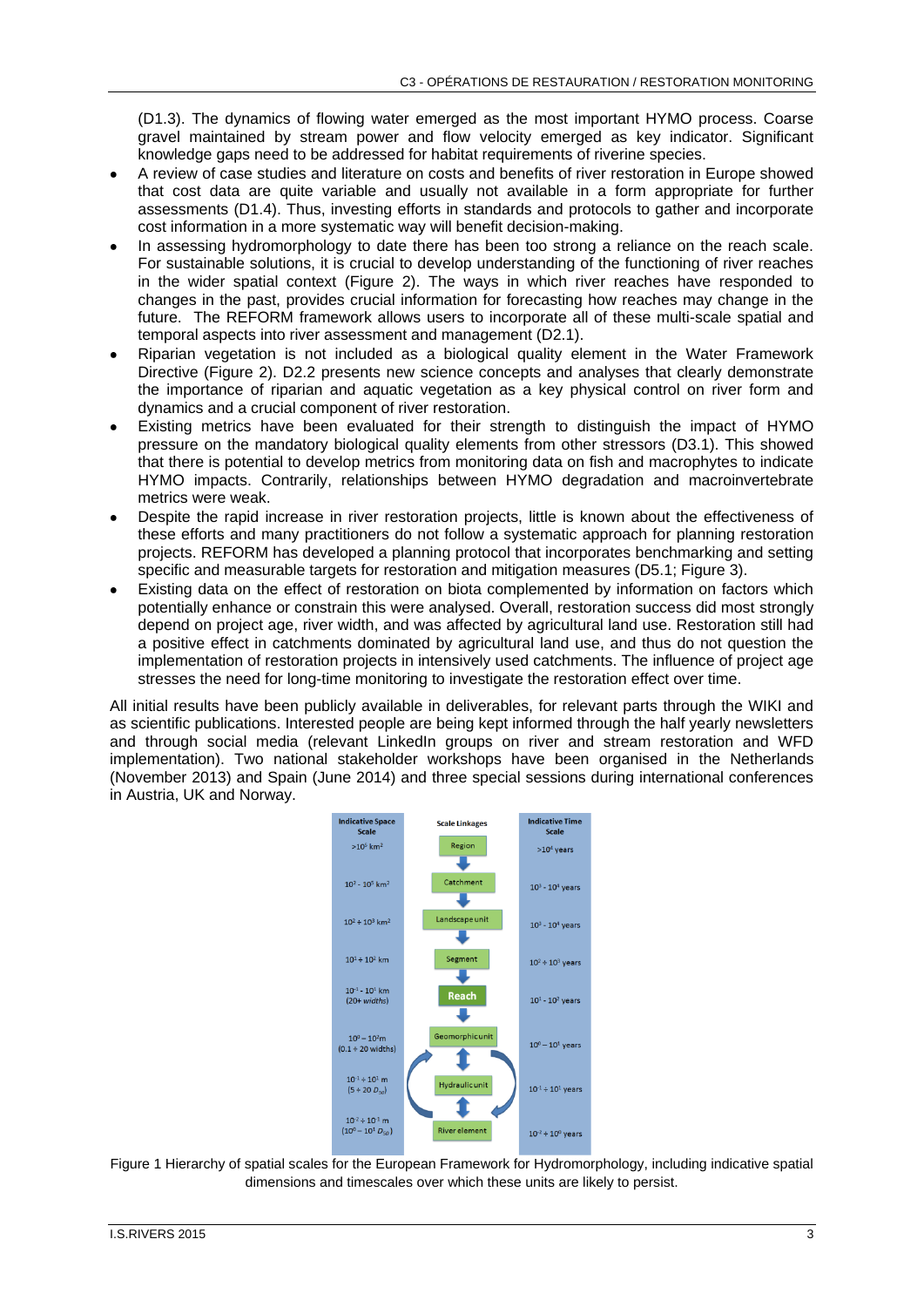(D1.3). The dynamics of flowing water emerged as the most important HYMO process. Coarse gravel maintained by stream power and flow velocity emerged as key indicator. Significant knowledge gaps need to be addressed for habitat requirements of riverine species.

- A review of case studies and literature on costs and benefits of river restoration in Europe showed that cost data are quite variable and usually not available in a form appropriate for further assessments (D1.4). Thus, investing efforts in standards and protocols to gather and incorporate cost information in a more systematic way will benefit decision-making.
- In assessing hydromorphology to date there has been too strong a reliance on the reach scale. For sustainable solutions, it is crucial to develop understanding of the functioning of river reaches in the wider spatial context (Figure 2). The ways in which river reaches have responded to changes in the past, provides crucial information for forecasting how reaches may change in the future. The REFORM framework allows users to incorporate all of these multi-scale spatial and temporal aspects into river assessment and management (D2.1).
- Riparian vegetation is not included as a biological quality element in the Water Framework Directive (Figure 2). D2.2 presents new science concepts and analyses that clearly demonstrate the importance of riparian and aquatic vegetation as a key physical control on river form and dynamics and a crucial component of river restoration.
- Existing metrics have been evaluated for their strength to distinguish the impact of HYMO pressure on the mandatory biological quality elements from other stressors (D3.1). This showed that there is potential to develop metrics from monitoring data on fish and macrophytes to indicate HYMO impacts. Contrarily, relationships between HYMO degradation and macroinvertebrate metrics were weak.
- Despite the rapid increase in river restoration projects, little is known about the effectiveness of these efforts and many practitioners do not follow a systematic approach for planning restoration projects. REFORM has developed a planning protocol that incorporates benchmarking and setting specific and measurable targets for restoration and mitigation measures (D5.1; Figure 3).
- Existing data on the effect of restoration on biota complemented by information on factors which potentially enhance or constrain this were analysed. Overall, restoration success did most strongly depend on project age, river width, and was affected by agricultural land use. Restoration still had a positive effect in catchments dominated by agricultural land use, and thus do not question the implementation of restoration projects in intensively used catchments. The influence of project age stresses the need for long-time monitoring to investigate the restoration effect over time.

All initial results have been publicly available in deliverables, for relevant parts through the WIKI and as scientific publications. Interested people are being kept informed through the half yearly newsletters and through social media (relevant LinkedIn groups on river and stream restoration and WFD implementation). Two national stakeholder workshops have been organised in the Netherlands (November 2013) and Spain (June 2014) and three special sessions during international conferences in Austria, UK and Norway.

| Indicative Space Scale | Scale Linkages | Indicative Time Scale |
|---|---|---|
| $>10^4$ km² | Region | $>10^4$ years |
| $10^2 - 10^5$ km² | Catchment | $10^3 - 10^4$ years |
| $10^2 \div 10^3$ km² | Landscape unit | $10^3 - 10^4$ years |
| $10^1 \div 10^2$ km | Segment | $10^2 \div 10^3$ years |
| $10^{-1} - 10^1$ km (20+ *widths*) | **Reach** | $10^1 - 10^2$ years |
| $10^0 - 10^2$m (0.1 ÷ 20 widths) | Geomorphic unit | $10^0 - 10^1$ years |
| $10^{-1} \div 10^1$ m ($5 \div 20\ D_{50}$) | Hydraulic unit | $10^{-1} \div 10^1$ years |
| $10^{-2} \div 10^{-1}$ m ($10^0 - 10^1\ D_{50}$) | River element | $10^{-2} \div 10^0$ years |

Figure 1 Hierarchy of spatial scales for the European Framework for Hydromorphology, including indicative spatial dimensions and timescales over which these units are likely to persist.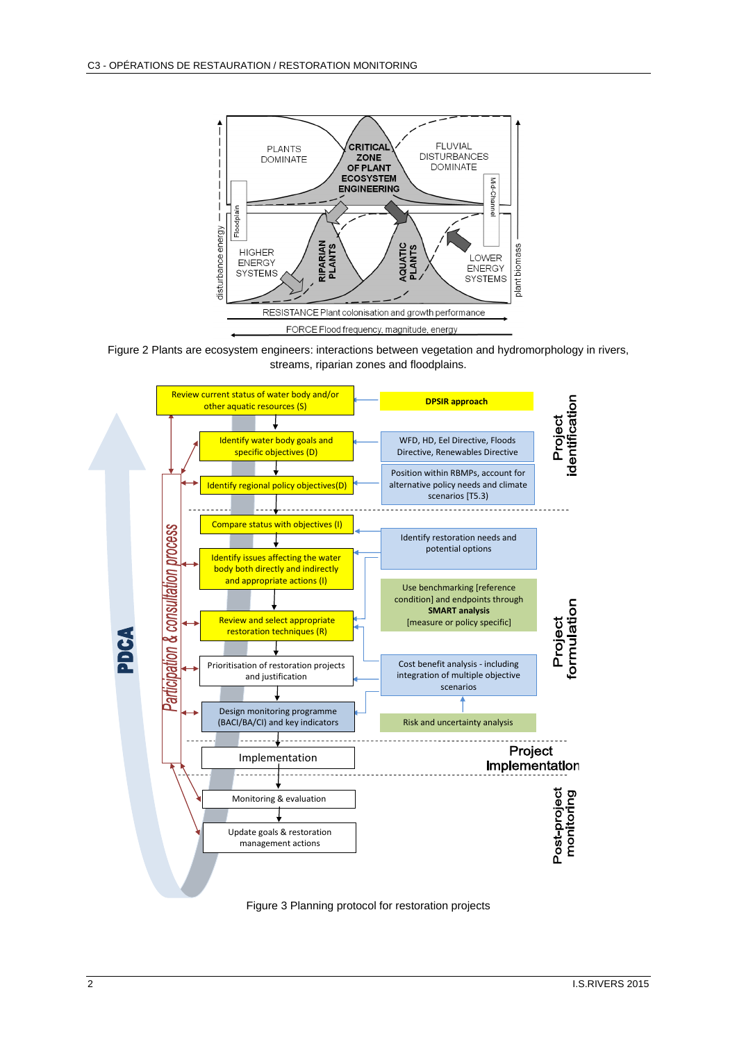Figure 2 Plants are ecosystem engineers: interactions between vegetation and hydromorphology in rivers, streams, riparian zones and floodplains.

Figure 3 Planning protocol for restoration projects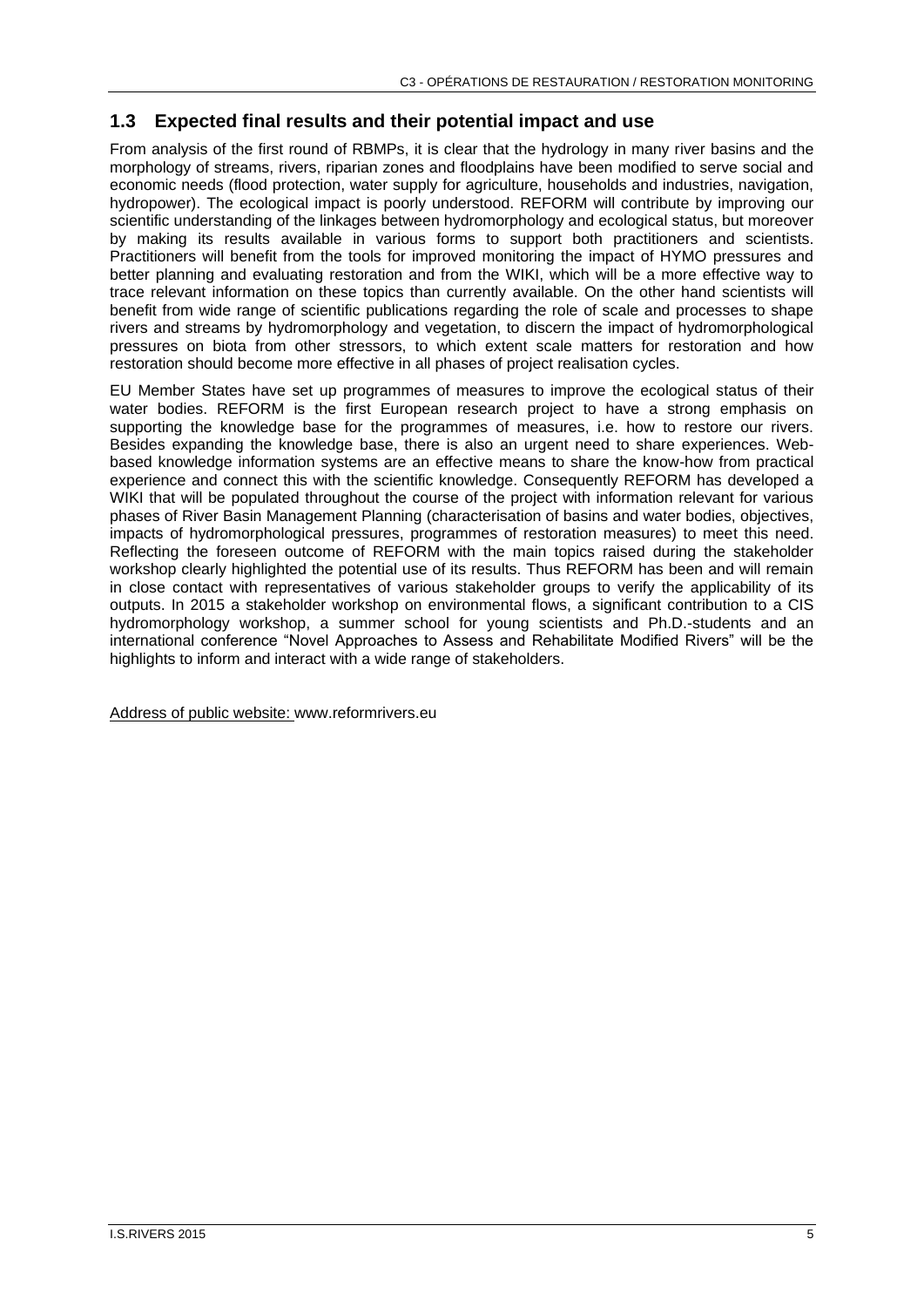## 1.3 Expected final results and their potential impact and use

From analysis of the first round of RBMPs, it is clear that the hydrology in many river basins and the morphology of streams, rivers, riparian zones and floodplains have been modified to serve social and economic needs (flood protection, water supply for agriculture, households and industries, navigation, hydropower). The ecological impact is poorly understood. REFORM will contribute by improving our scientific understanding of the linkages between hydromorphology and ecological status, but moreover by making its results available in various forms to support both practitioners and scientists. Practitioners will benefit from the tools for improved monitoring the impact of HYMO pressures and better planning and evaluating restoration and from the WIKI, which will be a more effective way to trace relevant information on these topics than currently available. On the other hand scientists will benefit from wide range of scientific publications regarding the role of scale and processes to shape rivers and streams by hydromorphology and vegetation, to discern the impact of hydromorphological pressures on biota from other stressors, to which extent scale matters for restoration and how restoration should become more effective in all phases of project realisation cycles.

EU Member States have set up programmes of measures to improve the ecological status of their water bodies. REFORM is the first European research project to have a strong emphasis on supporting the knowledge base for the programmes of measures, i.e. how to restore our rivers. Besides expanding the knowledge base, there is also an urgent need to share experiences. Web-based knowledge information systems are an effective means to share the know-how from practical experience and connect this with the scientific knowledge. Consequently REFORM has developed a WIKI that will be populated throughout the course of the project with information relevant for various phases of River Basin Management Planning (characterisation of basins and water bodies, objectives, impacts of hydromorphological pressures, programmes of restoration measures) to meet this need. Reflecting the foreseen outcome of REFORM with the main topics raised during the stakeholder workshop clearly highlighted the potential use of its results. Thus REFORM has been and will remain in close contact with representatives of various stakeholder groups to verify the applicability of its outputs. In 2015 a stakeholder workshop on environmental flows, a significant contribution to a CIS hydromorphology workshop, a summer school for young scientists and Ph.D.-students and an international conference "Novel Approaches to Assess and Rehabilitate Modified Rivers" will be the highlights to inform and interact with a wide range of stakeholders.

Address of public website: www.reformrivers.eu